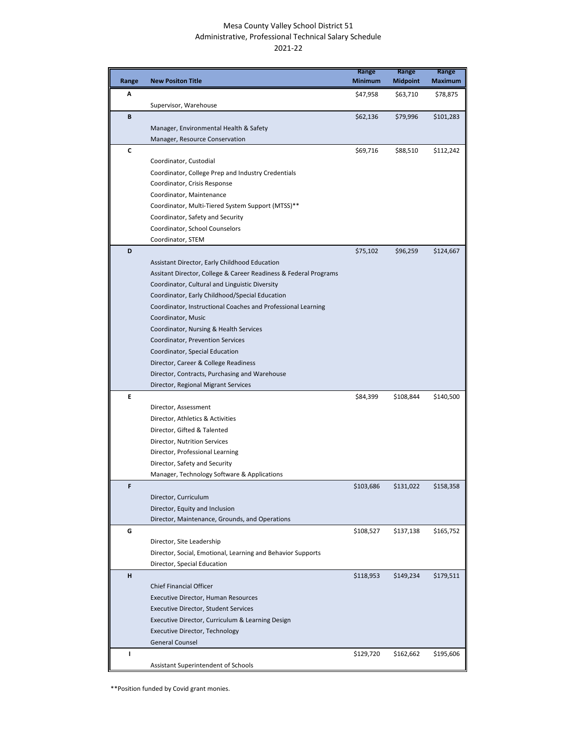# Mesa County Valley School District 51
## Administrative, Professional Technical Salary Schedule
## 2021-22

| Range | New Positon Title | Range Minimum | Range Midpoint | Range Maximum |
|---|---|---|---|---|
| A | | $47,958 | $63,710 | $78,875 |
| | Supervisor, Warehouse | | | |
| B | | $62,136 | $79,996 | $101,283 |
| | Manager, Environmental Health & Safety | | | |
| | Manager, Resource Conservation | | | |
| C | | $69,716 | $88,510 | $112,242 |
| | Coordinator, Custodial | | | |
| | Coordinator, College Prep and Industry Credentials | | | |
| | Coordinator, Crisis Response | | | |
| | Coordinator, Maintenance | | | |
| | Coordinator, Multi-Tiered System Support (MTSS)** | | | |
| | Coordinator, Safety and Security | | | |
| | Coordinator, School Counselors | | | |
| | Coordinator, STEM | | | |
| D | | $75,102 | $96,259 | $124,667 |
| | Assistant Director, Early Childhood Education | | | |
| | Assitant Director, College & Career Readiness & Federal Programs | | | |
| | Coordinator, Cultural and Linguistic Diversity | | | |
| | Coordinator, Early Childhood/Special Education | | | |
| | Coordinator, Instructional Coaches and Professional Learning | | | |
| | Coordinator, Music | | | |
| | Coordinator, Nursing & Health Services | | | |
| | Coordinator, Prevention Services | | | |
| | Coordinator, Special Education | | | |
| | Director, Career & College Readiness | | | |
| | Director, Contracts, Purchasing and Warehouse | | | |
| | Director, Regional Migrant Services | | | |
| E | | $84,399 | $108,844 | $140,500 |
| | Director, Assessment | | | |
| | Director, Athletics & Activities | | | |
| | Director, Gifted & Talented | | | |
| | Director, Nutrition Services | | | |
| | Director, Professional Learning | | | |
| | Director, Safety and Security | | | |
| | Manager, Technology Software & Applications | | | |
| F | | $103,686 | $131,022 | $158,358 |
| | Director, Curriculum | | | |
| | Director, Equity and Inclusion | | | |
| | Director, Maintenance, Grounds, and Operations | | | |
| G | | $108,527 | $137,138 | $165,752 |
| | Director, Site Leadership | | | |
| | Director, Social, Emotional, Learning and Behavior Supports | | | |
| | Director, Special Education | | | |
| H | | $118,953 | $149,234 | $179,511 |
| | Chief Financial Officer | | | |
| | Executive Director, Human Resources | | | |
| | Executive Director, Student Services | | | |
| | Executive Director, Curriculum & Learning Design | | | |
| | Executive Director, Technology | | | |
| | General Counsel | | | |
| I | | $129,720 | $162,662 | $195,606 |
| | Assistant Superintendent of Schools | | | |

**Position funded by Covid grant monies.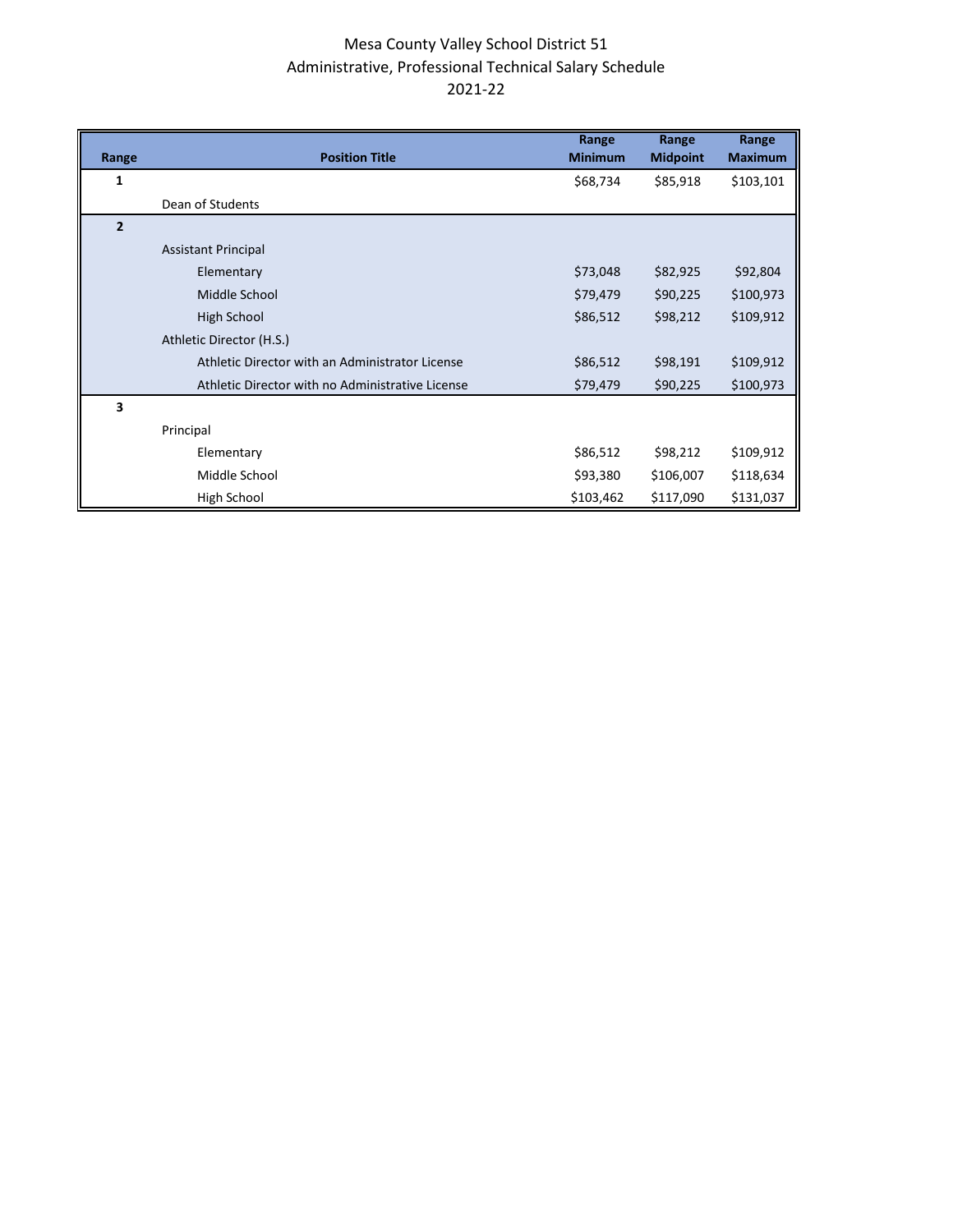Mesa County Valley School District 51

Administrative, Professional Technical Salary Schedule

2021-22

| Range | Position Title | Range Minimum | Range Midpoint | Range Maximum |
|---|---|---|---|---|
| **1** | | $68,734 | $85,918 | $103,101 |
| | Dean of Students | | | |
| **2** | | | | |
| | Assistant Principal | | | |
| | Elementary | $73,048 | $82,925 | $92,804 |
| | Middle School | $79,479 | $90,225 | $100,973 |
| | High School | $86,512 | $98,212 | $109,912 |
| | Athletic Director (H.S.) | | | |
| | Athletic Director with an Administrator License | $86,512 | $98,191 | $109,912 |
| | Athletic Director with no Administrative License | $79,479 | $90,225 | $100,973 |
| **3** | | | | |
| | Principal | | | |
| | Elementary | $86,512 | $98,212 | $109,912 |
| | Middle School | $93,380 | $106,007 | $118,634 |
| | High School | $103,462 | $117,090 | $131,037 |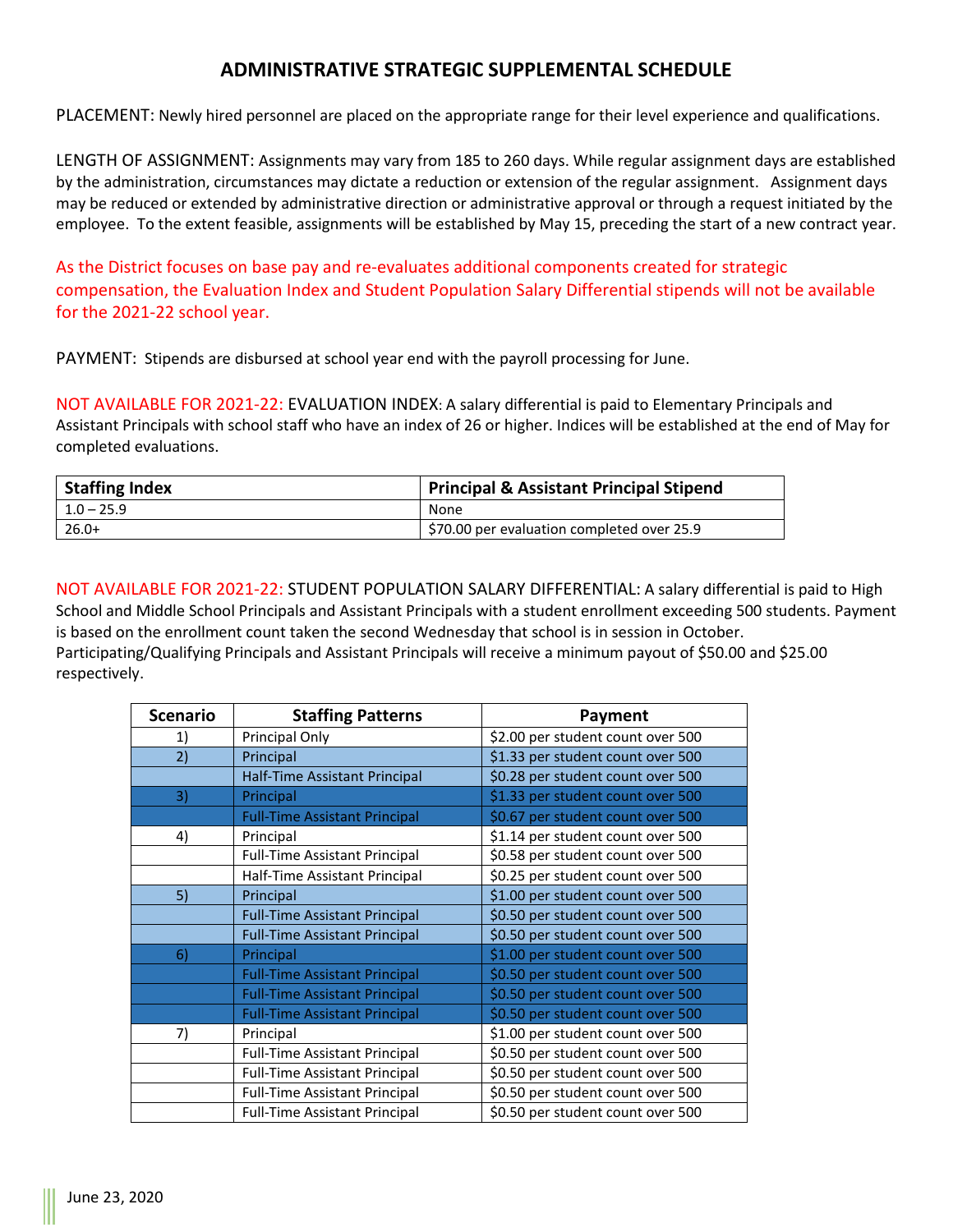# ADMINISTRATIVE STRATEGIC SUPPLEMENTAL SCHEDULE

PLACEMENT: Newly hired personnel are placed on the appropriate range for their level experience and qualifications.

LENGTH OF ASSIGNMENT: Assignments may vary from 185 to 260 days. While regular assignment days are established by the administration, circumstances may dictate a reduction or extension of the regular assignment. Assignment days may be reduced or extended by administrative direction or administrative approval or through a request initiated by the employee. To the extent feasible, assignments will be established by May 15, preceding the start of a new contract year.

As the District focuses on base pay and re-evaluates additional components created for strategic compensation, the Evaluation Index and Student Population Salary Differential stipends will not be available for the 2021-22 school year.

PAYMENT: Stipends are disbursed at school year end with the payroll processing for June.

NOT AVAILABLE FOR 2021-22: EVALUATION INDEX: A salary differential is paid to Elementary Principals and Assistant Principals with school staff who have an index of 26 or higher. Indices will be established at the end of May for completed evaluations.

| Staffing Index | Principal & Assistant Principal Stipend |
|---|---|
| 1.0 – 25.9 | None |
| 26.0+ | $70.00 per evaluation completed over 25.9 |

NOT AVAILABLE FOR 2021-22: STUDENT POPULATION SALARY DIFFERENTIAL: A salary differential is paid to High School and Middle School Principals and Assistant Principals with a student enrollment exceeding 500 students. Payment is based on the enrollment count taken the second Wednesday that school is in session in October. Participating/Qualifying Principals and Assistant Principals will receive a minimum payout of $50.00 and $25.00 respectively.

| Scenario | Staffing Patterns | Payment |
|---|---|---|
| 1) | Principal Only | $2.00 per student count over 500 |
| 2) | Principal | $1.33 per student count over 500 |
| | Half-Time Assistant Principal | $0.28 per student count over 500 |
| 3) | Principal | $1.33 per student count over 500 |
| | Full-Time Assistant Principal | $0.67 per student count over 500 |
| 4) | Principal | $1.14 per student count over 500 |
| | Full-Time Assistant Principal | $0.58 per student count over 500 |
| | Half-Time Assistant Principal | $0.25 per student count over 500 |
| 5) | Principal | $1.00 per student count over 500 |
| | Full-Time Assistant Principal | $0.50 per student count over 500 |
| | Full-Time Assistant Principal | $0.50 per student count over 500 |
| 6) | Principal | $1.00 per student count over 500 |
| | Full-Time Assistant Principal | $0.50 per student count over 500 |
| | Full-Time Assistant Principal | $0.50 per student count over 500 |
| | Full-Time Assistant Principal | $0.50 per student count over 500 |
| 7) | Principal | $1.00 per student count over 500 |
| | Full-Time Assistant Principal | $0.50 per student count over 500 |
| | Full-Time Assistant Principal | $0.50 per student count over 500 |
| | Full-Time Assistant Principal | $0.50 per student count over 500 |
| | Full-Time Assistant Principal | $0.50 per student count over 500 |

June 23, 2020